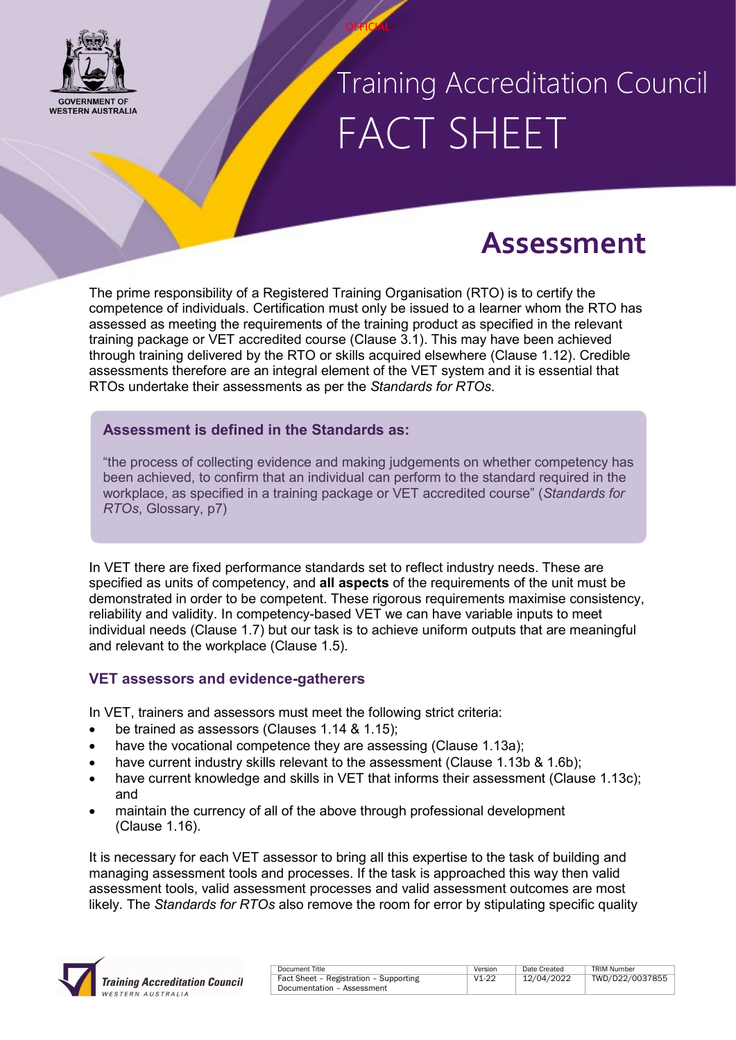# Training Accreditation Council FACT SHEET

## Assessment

The prime responsibility of a Registered Training Organisation (RTO) is to certify the competence of individuals. Certification must only be issued to a learner whom the RTO has assessed as meeting the requirements of the training product as specified in the relevant training package or VET accredited course (Clause 3.1). This may have been achieved through training delivered by the RTO or skills acquired elsewhere (Clause 1.12). Credible assessments therefore are an integral element of the VET system and it is essential that RTOs undertake their assessments as per the *Standards for RTOs*.

**Assessment is defined in the Standards as:**

"the process of collecting evidence and making judgements on whether competency has been achieved, to confirm that an individual can perform to the standard required in the workplace, as specified in a training package or VET accredited course" (*Standards for RTOs*, Glossary, p7)

In VET there are fixed performance standards set to reflect industry needs. These are specified as units of competency, and **all aspects** of the requirements of the unit must be demonstrated in order to be competent. These rigorous requirements maximise consistency, reliability and validity. In competency-based VET we can have variable inputs to meet individual needs (Clause 1.7) but our task is to achieve uniform outputs that are meaningful and relevant to the workplace (Clause 1.5).

### VET assessors and evidence-gatherers

In VET, trainers and assessors must meet the following strict criteria:

- be trained as assessors (Clauses 1.14 & 1.15);
- have the vocational competence they are assessing (Clause 1.13a);
- have current industry skills relevant to the assessment (Clause 1.13b & 1.6b);
- have current knowledge and skills in VET that informs their assessment (Clause 1.13c); and
- maintain the currency of all of the above through professional development (Clause 1.16).

It is necessary for each VET assessor to bring all this expertise to the task of building and managing assessment tools and processes. If the task is approached this way then valid assessment tools, valid assessment processes and valid assessment outcomes are most likely. The *Standards for RTOs* also remove the room for error by stipulating specific quality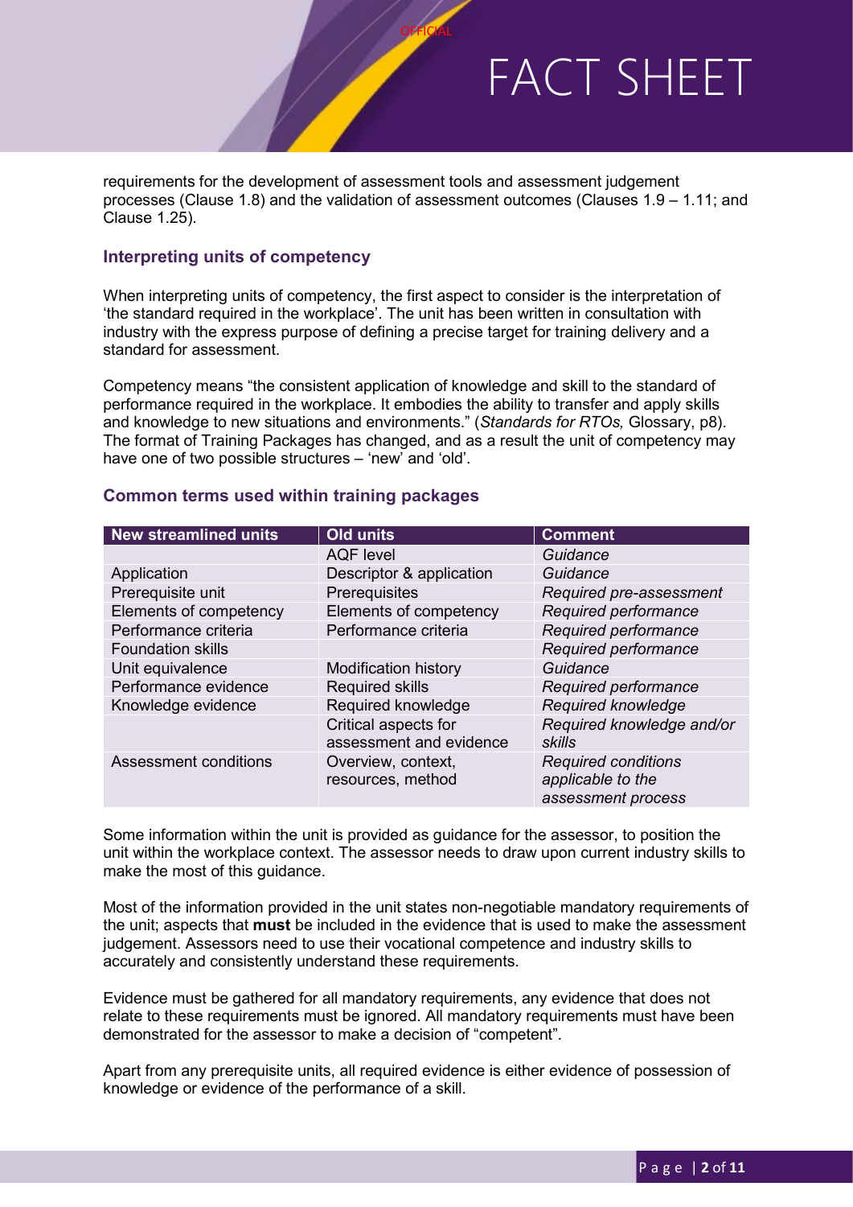requirements for the development of assessment tools and assessment judgement processes (Clause 1.8) and the validation of assessment outcomes (Clauses 1.9 – 1.11; and Clause 1.25).

## Interpreting units of competency

When interpreting units of competency, the first aspect to consider is the interpretation of 'the standard required in the workplace'. The unit has been written in consultation with industry with the express purpose of defining a precise target for training delivery and a standard for assessment.

Competency means "the consistent application of knowledge and skill to the standard of performance required in the workplace. It embodies the ability to transfer and apply skills and knowledge to new situations and environments." (*Standards for RTOs,* Glossary, p8). The format of Training Packages has changed, and as a result the unit of competency may have one of two possible structures – 'new' and 'old'.

## Common terms used within training packages

| New streamlined units | Old units | Comment |
|---|---|---|
| | AQF level | *Guidance* |
| Application | Descriptor & application | *Guidance* |
| Prerequisite unit | Prerequisites | *Required pre-assessment* |
| Elements of competency | Elements of competency | *Required performance* |
| Performance criteria | Performance criteria | *Required performance* |
| Foundation skills | | *Required performance* |
| Unit equivalence | Modification history | *Guidance* |
| Performance evidence | Required skills | *Required performance* |
| Knowledge evidence | Required knowledge | *Required knowledge* |
| | Critical aspects for assessment and evidence | *Required knowledge and/or skills* |
| Assessment conditions | Overview, context, resources, method | *Required conditions applicable to the assessment process* |

Some information within the unit is provided as guidance for the assessor, to position the unit within the workplace context. The assessor needs to draw upon current industry skills to make the most of this guidance.

Most of the information provided in the unit states non-negotiable mandatory requirements of the unit; aspects that **must** be included in the evidence that is used to make the assessment judgement. Assessors need to use their vocational competence and industry skills to accurately and consistently understand these requirements.

Evidence must be gathered for all mandatory requirements, any evidence that does not relate to these requirements must be ignored. All mandatory requirements must have been demonstrated for the assessor to make a decision of "competent".

Apart from any prerequisite units, all required evidence is either evidence of possession of knowledge or evidence of the performance of a skill.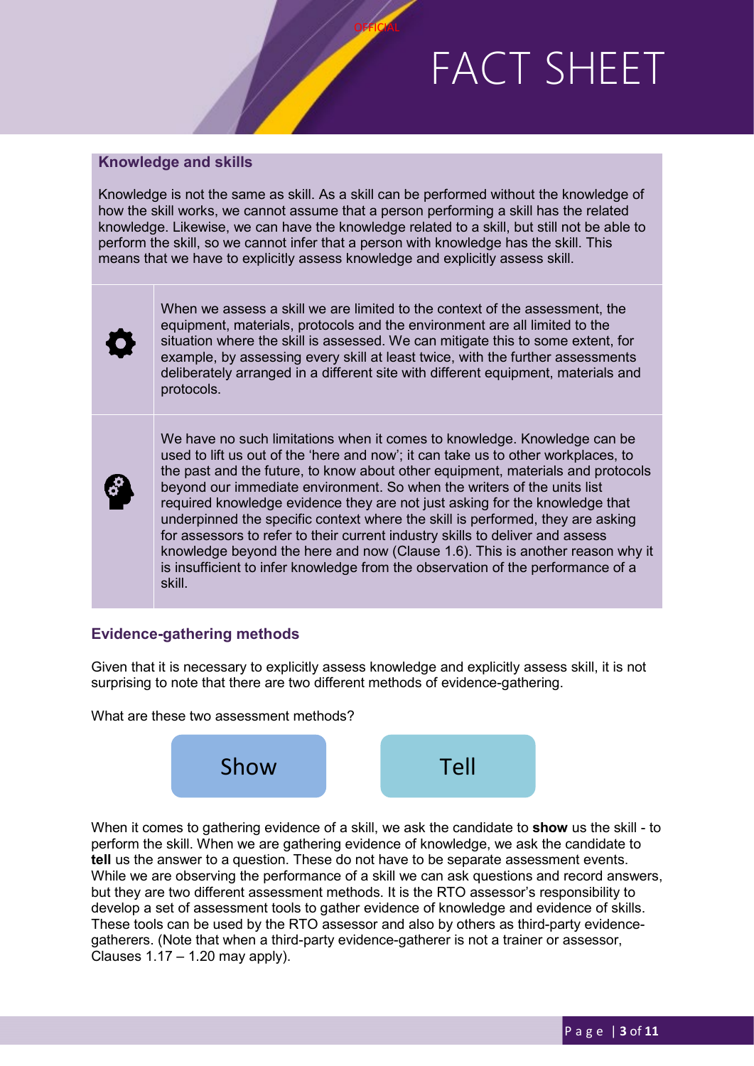## Knowledge and skills

Knowledge is not the same as skill. As a skill can be performed without the knowledge of how the skill works, we cannot assume that a person performing a skill has the related knowledge. Likewise, we can have the knowledge related to a skill, but still not be able to perform the skill, so we cannot infer that a person with knowledge has the skill. This means that we have to explicitly assess knowledge and explicitly assess skill.

When we assess a skill we are limited to the context of the assessment, the equipment, materials, protocols and the environment are all limited to the situation where the skill is assessed. We can mitigate this to some extent, for example, by assessing every skill at least twice, with the further assessments deliberately arranged in a different site with different equipment, materials and protocols.

We have no such limitations when it comes to knowledge. Knowledge can be used to lift us out of the 'here and now'; it can take us to other workplaces, to the past and the future, to know about other equipment, materials and protocols beyond our immediate environment. So when the writers of the units list required knowledge evidence they are not just asking for the knowledge that underpinned the specific context where the skill is performed, they are asking for assessors to refer to their current industry skills to deliver and assess knowledge beyond the here and now (Clause 1.6). This is another reason why it is insufficient to infer knowledge from the observation of the performance of a skill.

## Evidence-gathering methods

Given that it is necessary to explicitly assess knowledge and explicitly assess skill, it is not surprising to note that there are two different methods of evidence-gathering.

What are these two assessment methods?

**Show** | **Tell**

When it comes to gathering evidence of a skill, we ask the candidate to **show** us the skill - to perform the skill. When we are gathering evidence of knowledge, we ask the candidate to **tell** us the answer to a question. These do not have to be separate assessment events. While we are observing the performance of a skill we can ask questions and record answers, but they are two different assessment methods. It is the RTO assessor's responsibility to develop a set of assessment tools to gather evidence of knowledge and evidence of skills. These tools can be used by the RTO assessor and also by others as third-party evidence-gatherers. (Note that when a third-party evidence-gatherer is not a trainer or assessor, Clauses 1.17 – 1.20 may apply).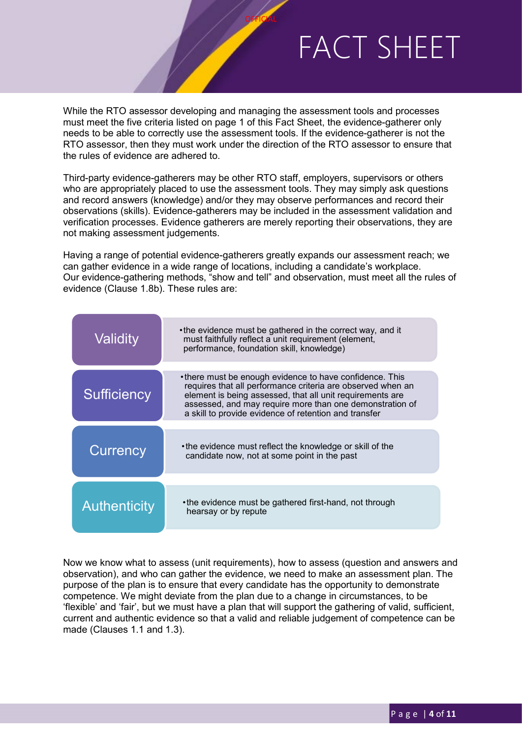While the RTO assessor developing and managing the assessment tools and processes must meet the five criteria listed on page 1 of this Fact Sheet, the evidence-gatherer only needs to be able to correctly use the assessment tools. If the evidence-gatherer is not the RTO assessor, then they must work under the direction of the RTO assessor to ensure that the rules of evidence are adhered to.

Third-party evidence-gatherers may be other RTO staff, employers, supervisors or others who are appropriately placed to use the assessment tools. They may simply ask questions and record answers (knowledge) and/or they may observe performances and record their observations (skills). Evidence-gatherers may be included in the assessment validation and verification processes. Evidence gatherers are merely reporting their observations, they are not making assessment judgements.

Having a range of potential evidence-gatherers greatly expands our assessment reach; we can gather evidence in a wide range of locations, including a candidate's workplace. Our evidence-gathering methods, "show and tell" and observation, must meet all the rules of evidence (Clause 1.8b). These rules are:

| Rule | Description |
|---|---|
| Validity | • the evidence must be gathered in the correct way, and it must faithfully reflect a unit requirement (element, performance, foundation skill, knowledge) |
| Sufficiency | • there must be enough evidence to have confidence. This requires that all performance criteria are observed when an element is being assessed, that all unit requirements are assessed, and may require more than one demonstration of a skill to provide evidence of retention and transfer |
| Currency | • the evidence must reflect the knowledge or skill of the candidate now, not at some point in the past |
| Authenticity | • the evidence must be gathered first-hand, not through hearsay or by repute |

Now we know what to assess (unit requirements), how to assess (question and answers and observation), and who can gather the evidence, we need to make an assessment plan. The purpose of the plan is to ensure that every candidate has the opportunity to demonstrate competence. We might deviate from the plan due to a change in circumstances, to be 'flexible' and 'fair', but we must have a plan that will support the gathering of valid, sufficient, current and authentic evidence so that a valid and reliable judgement of competence can be made (Clauses 1.1 and 1.3).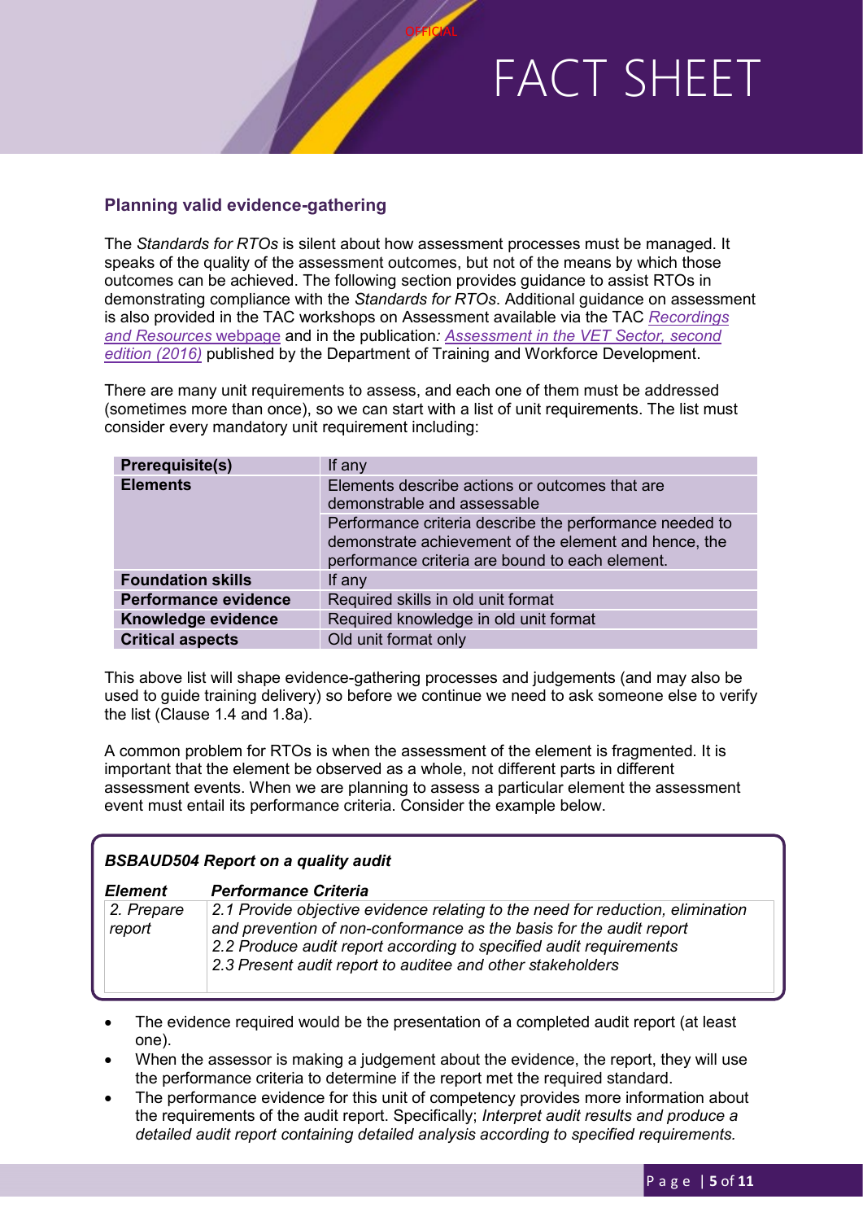## Planning valid evidence-gathering

The *Standards for RTOs* is silent about how assessment processes must be managed. It speaks of the quality of the assessment outcomes, but not of the means by which those outcomes can be achieved. The following section provides guidance to assist RTOs in demonstrating compliance with the *Standards for RTOs*. Additional guidance on assessment is also provided in the TAC workshops on Assessment available via the TAC *Recordings and Resources* webpage and in the publication*: Assessment in the VET Sector, second edition (2016)* published by the Department of Training and Workforce Development.

There are many unit requirements to assess, and each one of them must be addressed (sometimes more than once), so we can start with a list of unit requirements. The list must consider every mandatory unit requirement including:

| | |
|---|---|
| **Prerequisite(s)** | If any |
| **Elements** | Elements describe actions or outcomes that are demonstrable and assessable |
| | Performance criteria describe the performance needed to demonstrate achievement of the element and hence, the performance criteria are bound to each element. |
| **Foundation skills** | If any |
| **Performance evidence** | Required skills in old unit format |
| **Knowledge evidence** | Required knowledge in old unit format |
| **Critical aspects** | Old unit format only |

This above list will shape evidence-gathering processes and judgements (and may also be used to guide training delivery) so before we continue we need to ask someone else to verify the list (Clause 1.4 and 1.8a).

A common problem for RTOs is when the assessment of the element is fragmented. It is important that the element be observed as a whole, not different parts in different assessment events. When we are planning to assess a particular element the assessment event must entail its performance criteria. Consider the example below.

***BSBAUD504 Report on a quality audit***

| *Element* | *Performance Criteria* |
|---|---|
| *2. Prepare report* | *2.1 Provide objective evidence relating to the need for reduction, elimination and prevention of non-conformance as the basis for the audit report*<br>*2.2 Produce audit report according to specified audit requirements*<br>*2.3 Present audit report to auditee and other stakeholders* |

- The evidence required would be the presentation of a completed audit report (at least one).
- When the assessor is making a judgement about the evidence, the report, they will use the performance criteria to determine if the report met the required standard.
- The performance evidence for this unit of competency provides more information about the requirements of the audit report. Specifically; *Interpret audit results and produce a detailed audit report containing detailed analysis according to specified requirements.*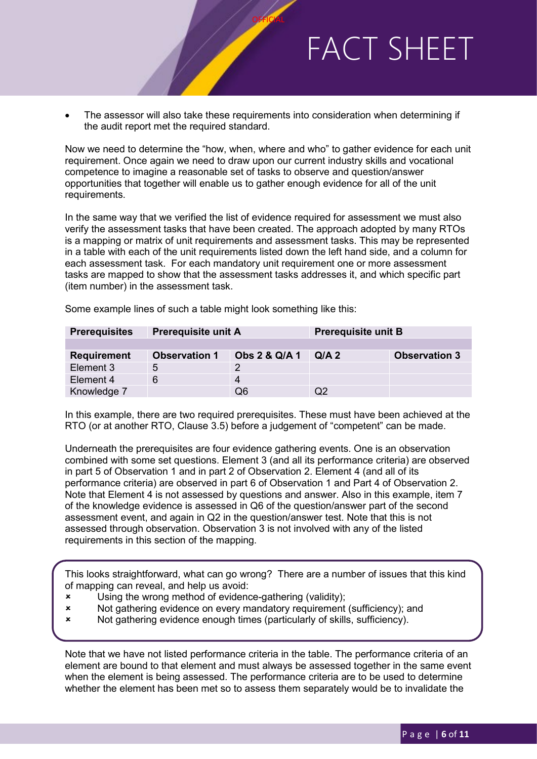- The assessor will also take these requirements into consideration when determining if the audit report met the required standard.

Now we need to determine the "how, when, where and who" to gather evidence for each unit requirement. Once again we need to draw upon our current industry skills and vocational competence to imagine a reasonable set of tasks to observe and question/answer opportunities that together will enable us to gather enough evidence for all of the unit requirements.

In the same way that we verified the list of evidence required for assessment we must also verify the assessment tasks that have been created. The approach adopted by many RTOs is a mapping or matrix of unit requirements and assessment tasks. This may be represented in a table with each of the unit requirements listed down the left hand side, and a column for each assessment task. For each mandatory unit requirement one or more assessment tasks are mapped to show that the assessment tasks addresses it, and which specific part (item number) in the assessment task.

Some example lines of such a table might look something like this:

| **Prerequisites** | **Prerequisite unit A** | | **Prerequisite unit B** | |
|---|---|---|---|---|
| | | | | |
| **Requirement** | **Observation 1** | **Obs 2 & Q/A 1** | **Q/A 2** | **Observation 3** |
| Element 3 | 5 | 2 | | |
| Element 4 | 6 | 4 | | |
| Knowledge 7 | | Q6 | Q2 | |

In this example, there are two required prerequisites. These must have been achieved at the RTO (or at another RTO, Clause 3.5) before a judgement of "competent" can be made.

Underneath the prerequisites are four evidence gathering events. One is an observation combined with some set questions. Element 3 (and all its performance criteria) are observed in part 5 of Observation 1 and in part 2 of Observation 2. Element 4 (and all of its performance criteria) are observed in part 6 of Observation 1 and Part 4 of Observation 2. Note that Element 4 is not assessed by questions and answer. Also in this example, item 7 of the knowledge evidence is assessed in Q6 of the question/answer part of the second assessment event, and again in Q2 in the question/answer test. Note that this is not assessed through observation. Observation 3 is not involved with any of the listed requirements in this section of the mapping.

> This looks straightforward, what can go wrong? There are a number of issues that this kind of mapping can reveal, and help us avoid:
>
> - ✗ Using the wrong method of evidence-gathering (validity);
> - ✗ Not gathering evidence on every mandatory requirement (sufficiency); and
> - ✗ Not gathering evidence enough times (particularly of skills, sufficiency).

Note that we have not listed performance criteria in the table. The performance criteria of an element are bound to that element and must always be assessed together in the same event when the element is being assessed. The performance criteria are to be used to determine whether the element has been met so to assess them separately would be to invalidate the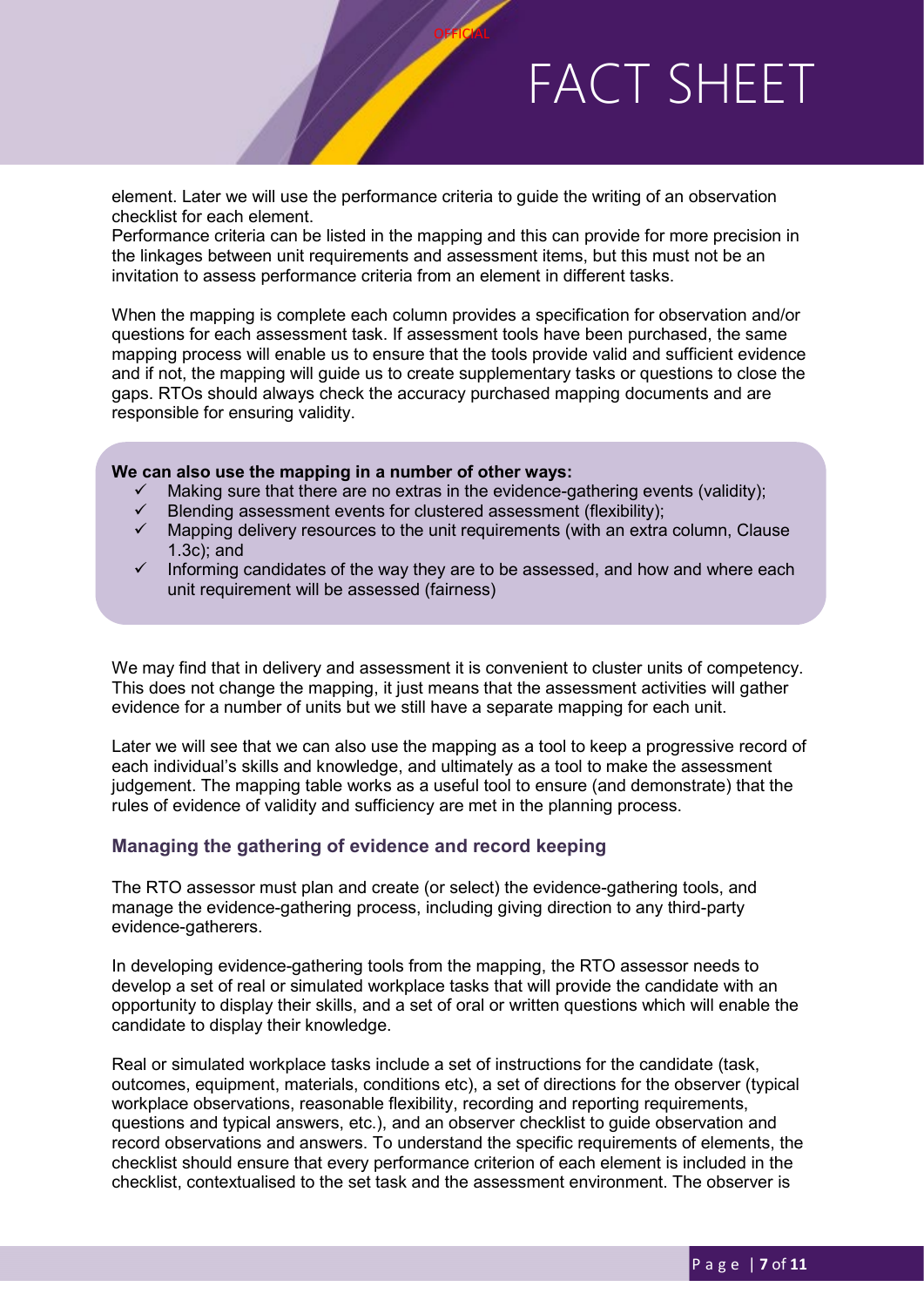element. Later we will use the performance criteria to guide the writing of an observation checklist for each element.
Performance criteria can be listed in the mapping and this can provide for more precision in the linkages between unit requirements and assessment items, but this must not be an invitation to assess performance criteria from an element in different tasks.

When the mapping is complete each column provides a specification for observation and/or questions for each assessment task. If assessment tools have been purchased, the same mapping process will enable us to ensure that the tools provide valid and sufficient evidence and if not, the mapping will guide us to create supplementary tasks or questions to close the gaps. RTOs should always check the accuracy purchased mapping documents and are responsible for ensuring validity.

**We can also use the mapping in a number of other ways:**

- ✓ Making sure that there are no extras in the evidence-gathering events (validity);
- ✓ Blending assessment events for clustered assessment (flexibility);
- ✓ Mapping delivery resources to the unit requirements (with an extra column, Clause 1.3c); and
- ✓ Informing candidates of the way they are to be assessed, and how and where each unit requirement will be assessed (fairness)

We may find that in delivery and assessment it is convenient to cluster units of competency. This does not change the mapping, it just means that the assessment activities will gather evidence for a number of units but we still have a separate mapping for each unit.

Later we will see that we can also use the mapping as a tool to keep a progressive record of each individual's skills and knowledge, and ultimately as a tool to make the assessment judgement. The mapping table works as a useful tool to ensure (and demonstrate) that the rules of evidence of validity and sufficiency are met in the planning process.

### Managing the gathering of evidence and record keeping

The RTO assessor must plan and create (or select) the evidence-gathering tools, and manage the evidence-gathering process, including giving direction to any third-party evidence-gatherers.

In developing evidence-gathering tools from the mapping, the RTO assessor needs to develop a set of real or simulated workplace tasks that will provide the candidate with an opportunity to display their skills, and a set of oral or written questions which will enable the candidate to display their knowledge.

Real or simulated workplace tasks include a set of instructions for the candidate (task, outcomes, equipment, materials, conditions etc), a set of directions for the observer (typical workplace observations, reasonable flexibility, recording and reporting requirements, questions and typical answers, etc.), and an observer checklist to guide observation and record observations and answers. To understand the specific requirements of elements, the checklist should ensure that every performance criterion of each element is included in the checklist, contextualised to the set task and the assessment environment. The observer is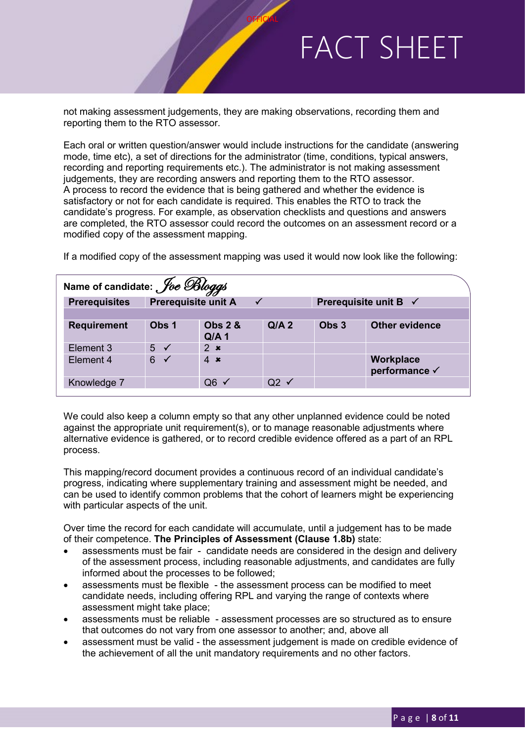not making assessment judgements, they are making observations, recording them and reporting them to the RTO assessor.

Each oral or written question/answer would include instructions for the candidate (answering mode, time etc), a set of directions for the administrator (time, conditions, typical answers, recording and reporting requirements etc.). The administrator is not making assessment judgements, they are recording answers and reporting them to the RTO assessor.
A process to record the evidence that is being gathered and whether the evidence is satisfactory or not for each candidate is required. This enables the RTO to track the candidate's progress. For example, as observation checklists and questions and answers are completed, the RTO assessor could record the outcomes on an assessment record or a modified copy of the assessment mapping.

If a modified copy of the assessment mapping was used it would now look like the following:

**Name of candidate:** *Joe Bloggs*

| **Prerequisites** | **Prerequisite unit A** ✓ | | | **Prerequisite unit B** ✓ | |
|---|---|---|---|---|---|
| **Requirement** | **Obs 1** | **Obs 2 & Q/A 1** | **Q/A 2** | **Obs 3** | **Other evidence** |
| Element 3 | 5 ✓ | 2 ✗ | | | |
| Element 4 | 6 ✓ | 4 ✗ | | | **Workplace performance** ✓ |
| Knowledge 7 | | Q6 ✓ | Q2 ✓ | | |

We could also keep a column empty so that any other unplanned evidence could be noted against the appropriate unit requirement(s), or to manage reasonable adjustments where alternative evidence is gathered, or to record credible evidence offered as a part of an RPL process.

This mapping/record document provides a continuous record of an individual candidate's progress, indicating where supplementary training and assessment might be needed, and can be used to identify common problems that the cohort of learners might be experiencing with particular aspects of the unit.

Over time the record for each candidate will accumulate, until a judgement has to be made of their competence. **The Principles of Assessment (Clause 1.8b)** state:

- assessments must be fair - candidate needs are considered in the design and delivery of the assessment process, including reasonable adjustments, and candidates are fully informed about the processes to be followed;
- assessments must be flexible - the assessment process can be modified to meet candidate needs, including offering RPL and varying the range of contexts where assessment might take place;
- assessments must be reliable - assessment processes are so structured as to ensure that outcomes do not vary from one assessor to another; and, above all
- assessment must be valid - the assessment judgement is made on credible evidence of the achievement of all the unit mandatory requirements and no other factors.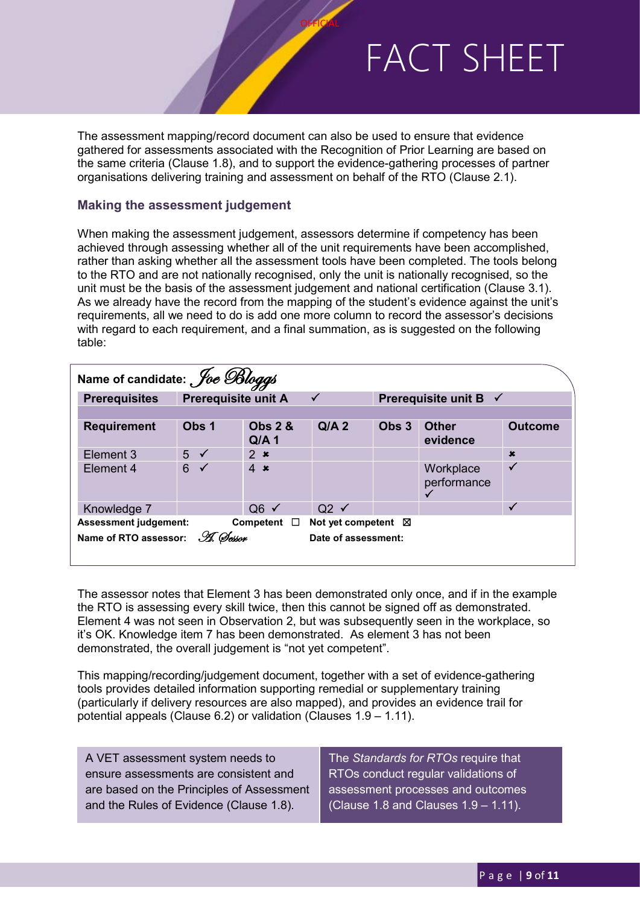The assessment mapping/record document can also be used to ensure that evidence gathered for assessments associated with the Recognition of Prior Learning are based on the same criteria (Clause 1.8), and to support the evidence-gathering processes of partner organisations delivering training and assessment on behalf of the RTO (Clause 2.1).

### Making the assessment judgement

When making the assessment judgement, assessors determine if competency has been achieved through assessing whether all of the unit requirements have been accomplished, rather than asking whether all the assessment tools have been completed. The tools belong to the RTO and are not nationally recognised, only the unit is nationally recognised, so the unit must be the basis of the assessment judgement and national certification (Clause 3.1). As we already have the record from the mapping of the student's evidence against the unit's requirements, all we need to do is add one more column to record the assessor's decisions with regard to each requirement, and a final summation, as is suggested on the following table:

**Name of candidate:** *Joe Bloggs*

| **Prerequisites** | **Prerequisite unit A** | | ✓ | **Prerequisite unit B** ✓ | | |
|---|---|---|---|---|---|---|
| **Requirement** | **Obs 1** | **Obs 2 & Q/A 1** | **Q/A 2** | **Obs 3** | **Other evidence** | **Outcome** |
| Element 3 | 5 ✓ | 2 ✗ | | | | ✗ |
| Element 4 | 6 ✓ | 4 ✗ | | | Workplace performance ✓ | ✓ |
| Knowledge 7 | | Q6 ✓ | Q2 ✓ | | | ✓ |

**Assessment judgement:** **Competent** ☐ **Not yet competent** ☒

**Name of RTO assessor:** *A. Sessor* **Date of assessment:**

The assessor notes that Element 3 has been demonstrated only once, and if in the example the RTO is assessing every skill twice, then this cannot be signed off as demonstrated. Element 4 was not seen in Observation 2, but was subsequently seen in the workplace, so it's OK. Knowledge item 7 has been demonstrated. As element 3 has not been demonstrated, the overall judgement is "not yet competent".

This mapping/recording/judgement document, together with a set of evidence-gathering tools provides detailed information supporting remedial or supplementary training (particularly if delivery resources are also mapped), and provides an evidence trail for potential appeals (Clause 6.2) or validation (Clauses 1.9 – 1.11).

A VET assessment system needs to ensure assessments are consistent and are based on the Principles of Assessment and the Rules of Evidence (Clause 1.8).

The *Standards for RTOs* require that RTOs conduct regular validations of assessment processes and outcomes (Clause 1.8 and Clauses 1.9 – 1.11).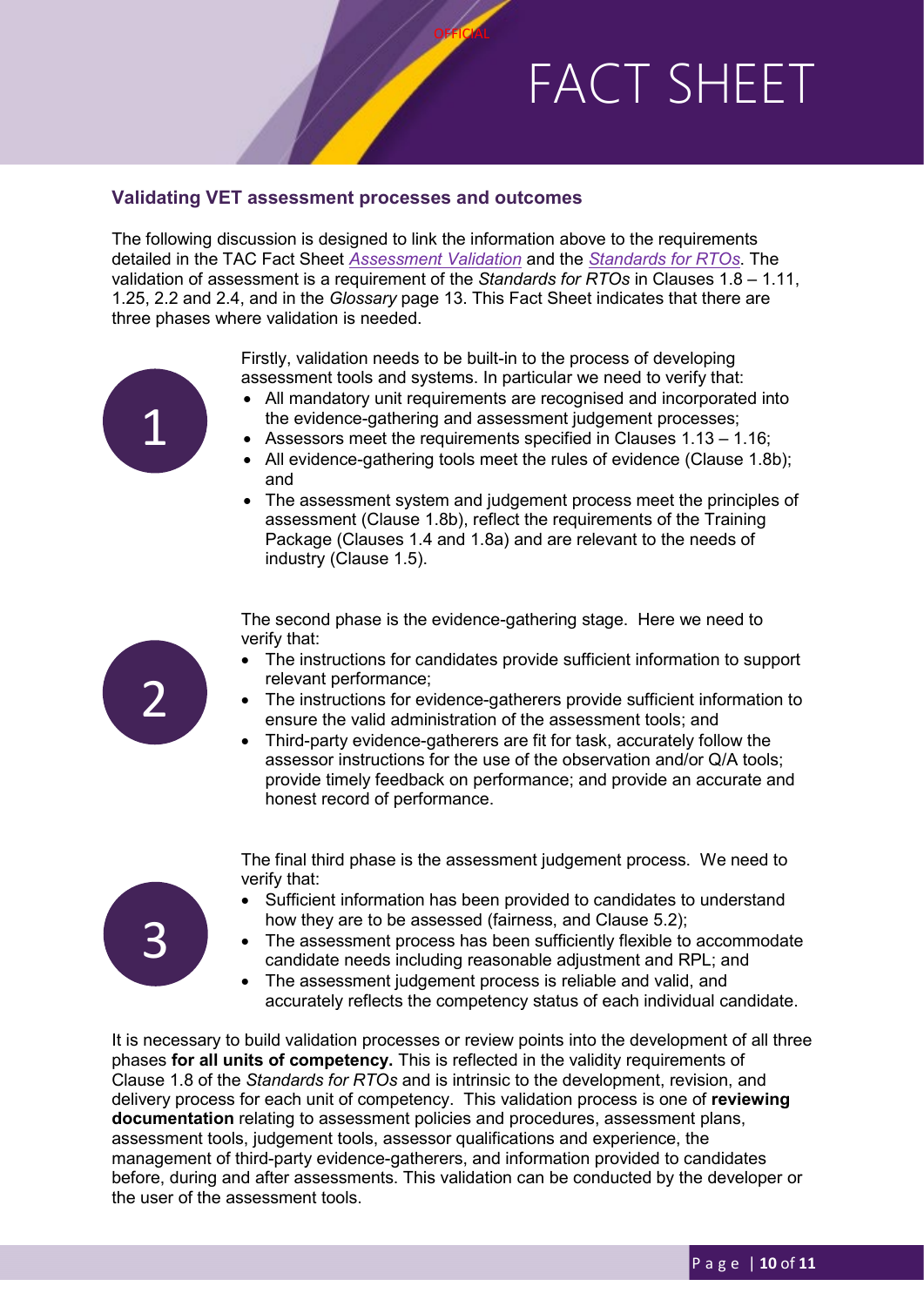## Validating VET assessment processes and outcomes

The following discussion is designed to link the information above to the requirements detailed in the TAC Fact Sheet *Assessment Validation* and the *Standards for RTOs*. The validation of assessment is a requirement of the *Standards for RTOs* in Clauses 1.8 – 1.11, 1.25, 2.2 and 2.4, and in the *Glossary* page 13. This Fact Sheet indicates that there are three phases where validation is needed.

1

Firstly, validation needs to be built-in to the process of developing assessment tools and systems. In particular we need to verify that:

- All mandatory unit requirements are recognised and incorporated into the evidence-gathering and assessment judgement processes;
- Assessors meet the requirements specified in Clauses 1.13 – 1.16;
- All evidence-gathering tools meet the rules of evidence (Clause 1.8b); and
- The assessment system and judgement process meet the principles of assessment (Clause 1.8b), reflect the requirements of the Training Package (Clauses 1.4 and 1.8a) and are relevant to the needs of industry (Clause 1.5).

2

The second phase is the evidence-gathering stage. Here we need to verify that:

- The instructions for candidates provide sufficient information to support relevant performance;
- The instructions for evidence-gatherers provide sufficient information to ensure the valid administration of the assessment tools; and
- Third-party evidence-gatherers are fit for task, accurately follow the assessor instructions for the use of the observation and/or Q/A tools; provide timely feedback on performance; and provide an accurate and honest record of performance.

3

The final third phase is the assessment judgement process. We need to verify that:

- Sufficient information has been provided to candidates to understand how they are to be assessed (fairness, and Clause 5.2);
- The assessment process has been sufficiently flexible to accommodate candidate needs including reasonable adjustment and RPL; and
- The assessment judgement process is reliable and valid, and accurately reflects the competency status of each individual candidate.

It is necessary to build validation processes or review points into the development of all three phases **for all units of competency.** This is reflected in the validity requirements of Clause 1.8 of the *Standards for RTOs* and is intrinsic to the development, revision, and delivery process for each unit of competency. This validation process is one of **reviewing documentation** relating to assessment policies and procedures, assessment plans, assessment tools, judgement tools, assessor qualifications and experience, the management of third-party evidence-gatherers, and information provided to candidates before, during and after assessments. This validation can be conducted by the developer or the user of the assessment tools.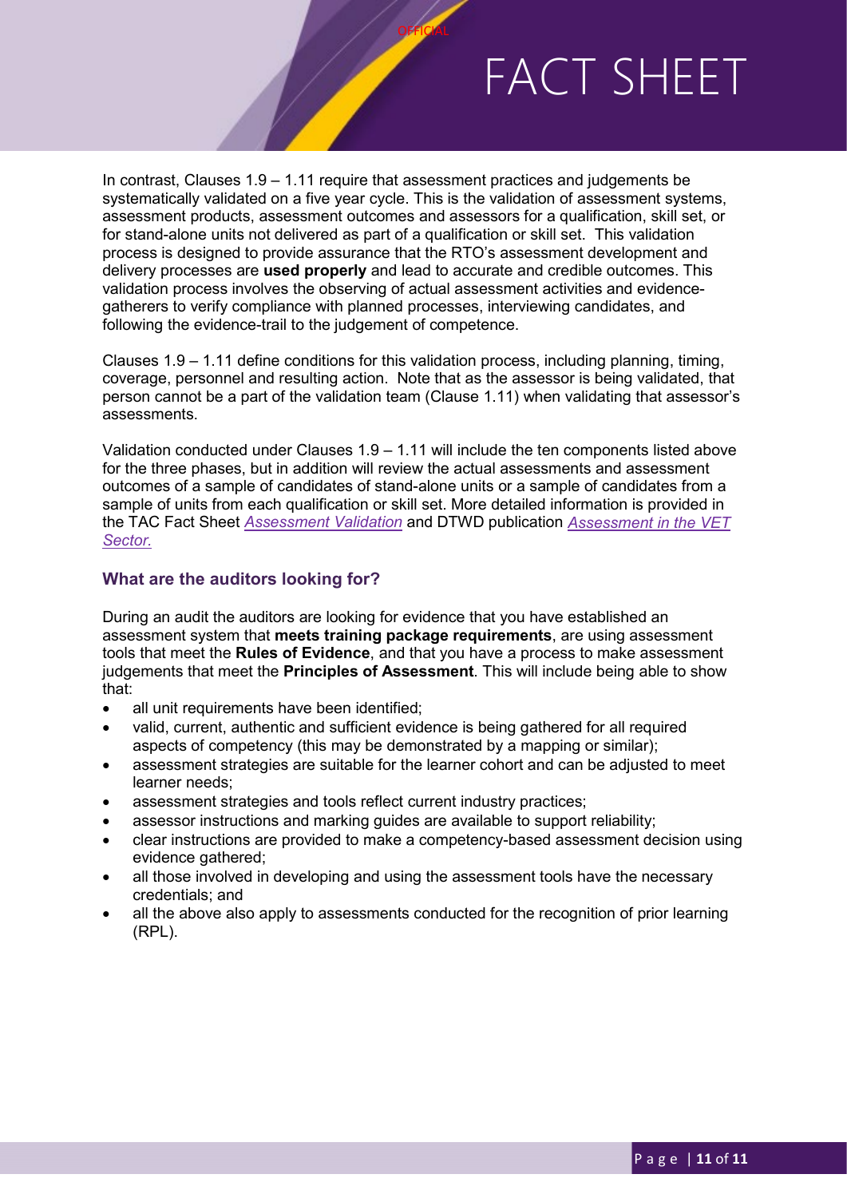In contrast, Clauses 1.9 – 1.11 require that assessment practices and judgements be systematically validated on a five year cycle. This is the validation of assessment systems, assessment products, assessment outcomes and assessors for a qualification, skill set, or for stand-alone units not delivered as part of a qualification or skill set. This validation process is designed to provide assurance that the RTO's assessment development and delivery processes are **used properly** and lead to accurate and credible outcomes. This validation process involves the observing of actual assessment activities and evidence-gatherers to verify compliance with planned processes, interviewing candidates, and following the evidence-trail to the judgement of competence.

Clauses 1.9 – 1.11 define conditions for this validation process, including planning, timing, coverage, personnel and resulting action. Note that as the assessor is being validated, that person cannot be a part of the validation team (Clause 1.11) when validating that assessor's assessments.

Validation conducted under Clauses 1.9 – 1.11 will include the ten components listed above for the three phases, but in addition will review the actual assessments and assessment outcomes of a sample of candidates of stand-alone units or a sample of candidates from a sample of units from each qualification or skill set. More detailed information is provided in the TAC Fact Sheet *Assessment Validation* and DTWD publication *Assessment in the VET Sector.*

### What are the auditors looking for?

During an audit the auditors are looking for evidence that you have established an assessment system that **meets training package requirements**, are using assessment tools that meet the **Rules of Evidence**, and that you have a process to make assessment judgements that meet the **Principles of Assessment**. This will include being able to show that:

- all unit requirements have been identified;
- valid, current, authentic and sufficient evidence is being gathered for all required aspects of competency (this may be demonstrated by a mapping or similar);
- assessment strategies are suitable for the learner cohort and can be adjusted to meet learner needs;
- assessment strategies and tools reflect current industry practices;
- assessor instructions and marking guides are available to support reliability;
- clear instructions are provided to make a competency-based assessment decision using evidence gathered;
- all those involved in developing and using the assessment tools have the necessary credentials; and
- all the above also apply to assessments conducted for the recognition of prior learning (RPL).